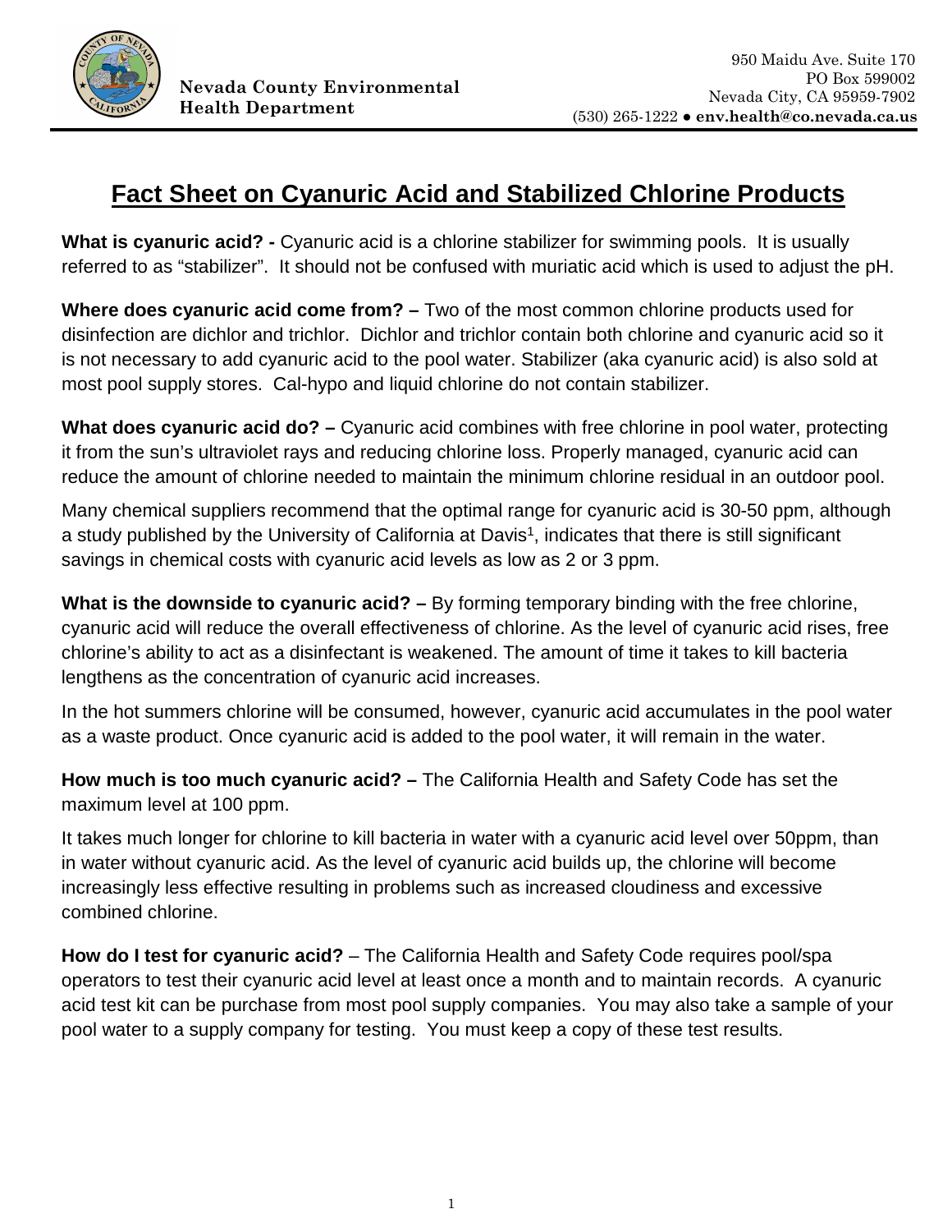**Nevada County Environmental Health Department**

950 Maidu Ave. Suite 170
PO Box 599002
Nevada City, CA 95959-7902
(530) 265-1222 ● **env.health@co.nevada.ca.us**

# Fact Sheet on Cyanuric Acid and Stabilized Chlorine Products

**What is cyanuric acid? -** Cyanuric acid is a chlorine stabilizer for swimming pools. It is usually referred to as "stabilizer". It should not be confused with muriatic acid which is used to adjust the pH.

**Where does cyanuric acid come from? –** Two of the most common chlorine products used for disinfection are dichlor and trichlor. Dichlor and trichlor contain both chlorine and cyanuric acid so it is not necessary to add cyanuric acid to the pool water. Stabilizer (aka cyanuric acid) is also sold at most pool supply stores. Cal-hypo and liquid chlorine do not contain stabilizer.

**What does cyanuric acid do? –** Cyanuric acid combines with free chlorine in pool water, protecting it from the sun's ultraviolet rays and reducing chlorine loss. Properly managed, cyanuric acid can reduce the amount of chlorine needed to maintain the minimum chlorine residual in an outdoor pool.

Many chemical suppliers recommend that the optimal range for cyanuric acid is 30-50 ppm, although a study published by the University of California at Davis[1], indicates that there is still significant savings in chemical costs with cyanuric acid levels as low as 2 or 3 ppm.

**What is the downside to cyanuric acid? –** By forming temporary binding with the free chlorine, cyanuric acid will reduce the overall effectiveness of chlorine. As the level of cyanuric acid rises, free chlorine's ability to act as a disinfectant is weakened. The amount of time it takes to kill bacteria lengthens as the concentration of cyanuric acid increases.

In the hot summers chlorine will be consumed, however, cyanuric acid accumulates in the pool water as a waste product. Once cyanuric acid is added to the pool water, it will remain in the water.

**How much is too much cyanuric acid? –** The California Health and Safety Code has set the maximum level at 100 ppm.

It takes much longer for chlorine to kill bacteria in water with a cyanuric acid level over 50ppm, than in water without cyanuric acid. As the level of cyanuric acid builds up, the chlorine will become increasingly less effective resulting in problems such as increased cloudiness and excessive combined chlorine.

**How do I test for cyanuric acid?** – The California Health and Safety Code requires pool/spa operators to test their cyanuric acid level at least once a month and to maintain records. A cyanuric acid test kit can be purchase from most pool supply companies. You may also take a sample of your pool water to a supply company for testing. You must keep a copy of these test results.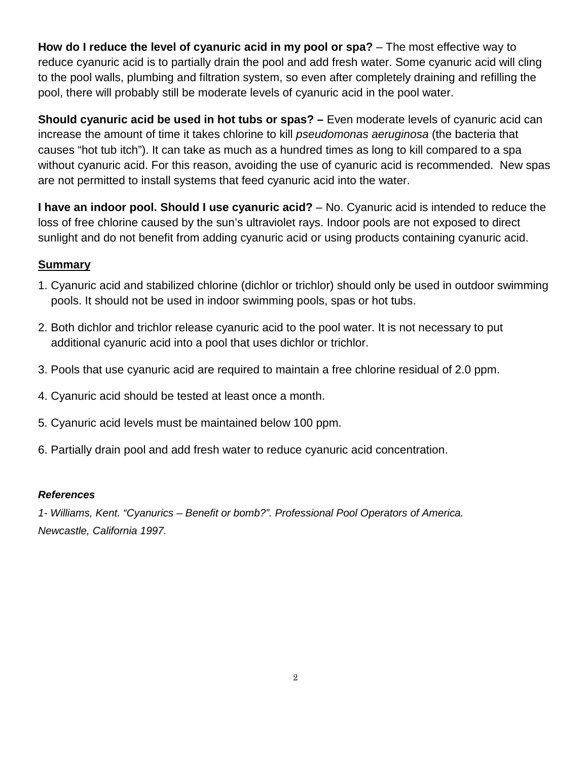**How do I reduce the level of cyanuric acid in my pool or spa?** – The most effective way to reduce cyanuric acid is to partially drain the pool and add fresh water. Some cyanuric acid will cling to the pool walls, plumbing and filtration system, so even after completely draining and refilling the pool, there will probably still be moderate levels of cyanuric acid in the pool water.

**Should cyanuric acid be used in hot tubs or spas? –** Even moderate levels of cyanuric acid can increase the amount of time it takes chlorine to kill *pseudomonas aeruginosa* (the bacteria that causes "hot tub itch"). It can take as much as a hundred times as long to kill compared to a spa without cyanuric acid. For this reason, avoiding the use of cyanuric acid is recommended. New spas are not permitted to install systems that feed cyanuric acid into the water.

**I have an indoor pool. Should I use cyanuric acid?** – No. Cyanuric acid is intended to reduce the loss of free chlorine caused by the sun's ultraviolet rays. Indoor pools are not exposed to direct sunlight and do not benefit from adding cyanuric acid or using products containing cyanuric acid.

## Summary

1. Cyanuric acid and stabilized chlorine (dichlor or trichlor) should only be used in outdoor swimming pools. It should not be used in indoor swimming pools, spas or hot tubs.
2. Both dichlor and trichlor release cyanuric acid to the pool water. It is not necessary to put additional cyanuric acid into a pool that uses dichlor or trichlor.
3. Pools that use cyanuric acid are required to maintain a free chlorine residual of 2.0 ppm.
4. Cyanuric acid should be tested at least once a month.
5. Cyanuric acid levels must be maintained below 100 ppm.
6. Partially drain pool and add fresh water to reduce cyanuric acid concentration.

***References***

*1- Williams, Kent. "Cyanurics – Benefit or bomb?". Professional Pool Operators of America. Newcastle, California 1997.*